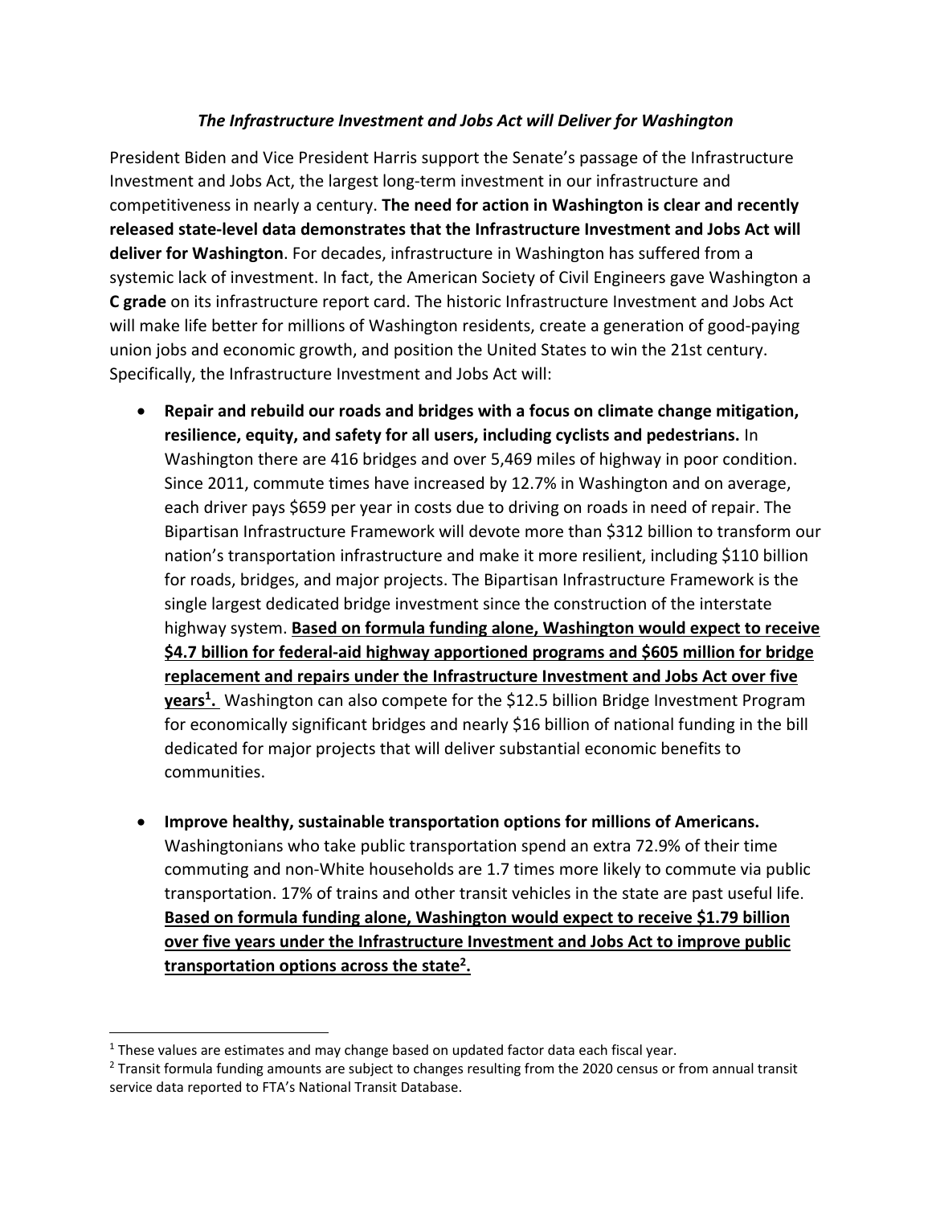*The Infrastructure Investment and Jobs Act will Deliver for Washington*

President Biden and Vice President Harris support the Senate's passage of the Infrastructure Investment and Jobs Act, the largest long-term investment in our infrastructure and competitiveness in nearly a century. **The need for action in Washington is clear and recently released state-level data demonstrates that the Infrastructure Investment and Jobs Act will deliver for Washington**. For decades, infrastructure in Washington has suffered from a systemic lack of investment. In fact, the American Society of Civil Engineers gave Washington a **C grade** on its infrastructure report card. The historic Infrastructure Investment and Jobs Act will make life better for millions of Washington residents, create a generation of good-paying union jobs and economic growth, and position the United States to win the 21st century. Specifically, the Infrastructure Investment and Jobs Act will:

- **Repair and rebuild our roads and bridges with a focus on climate change mitigation, resilience, equity, and safety for all users, including cyclists and pedestrians.** In Washington there are 416 bridges and over 5,469 miles of highway in poor condition. Since 2011, commute times have increased by 12.7% in Washington and on average, each driver pays $659 per year in costs due to driving on roads in need of repair. The Bipartisan Infrastructure Framework will devote more than $312 billion to transform our nation's transportation infrastructure and make it more resilient, including $110 billion for roads, bridges, and major projects. The Bipartisan Infrastructure Framework is the single largest dedicated bridge investment since the construction of the interstate highway system. **Based on formula funding alone, Washington would expect to receive $4.7 billion for federal-aid highway apportioned programs and $605 million for bridge replacement and repairs under the Infrastructure Investment and Jobs Act over five years[1].** Washington can also compete for the $12.5 billion Bridge Investment Program for economically significant bridges and nearly $16 billion of national funding in the bill dedicated for major projects that will deliver substantial economic benefits to communities.

- **Improve healthy, sustainable transportation options for millions of Americans.** Washingtonians who take public transportation spend an extra 72.9% of their time commuting and non-White households are 1.7 times more likely to commute via public transportation. 17% of trains and other transit vehicles in the state are past useful life. **Based on formula funding alone, Washington would expect to receive $1.79 billion over five years under the Infrastructure Investment and Jobs Act to improve public transportation options across the state[2].**

---

[1] These values are estimates and may change based on updated factor data each fiscal year.

[2] Transit formula funding amounts are subject to changes resulting from the 2020 census or from annual transit service data reported to FTA's National Transit Database.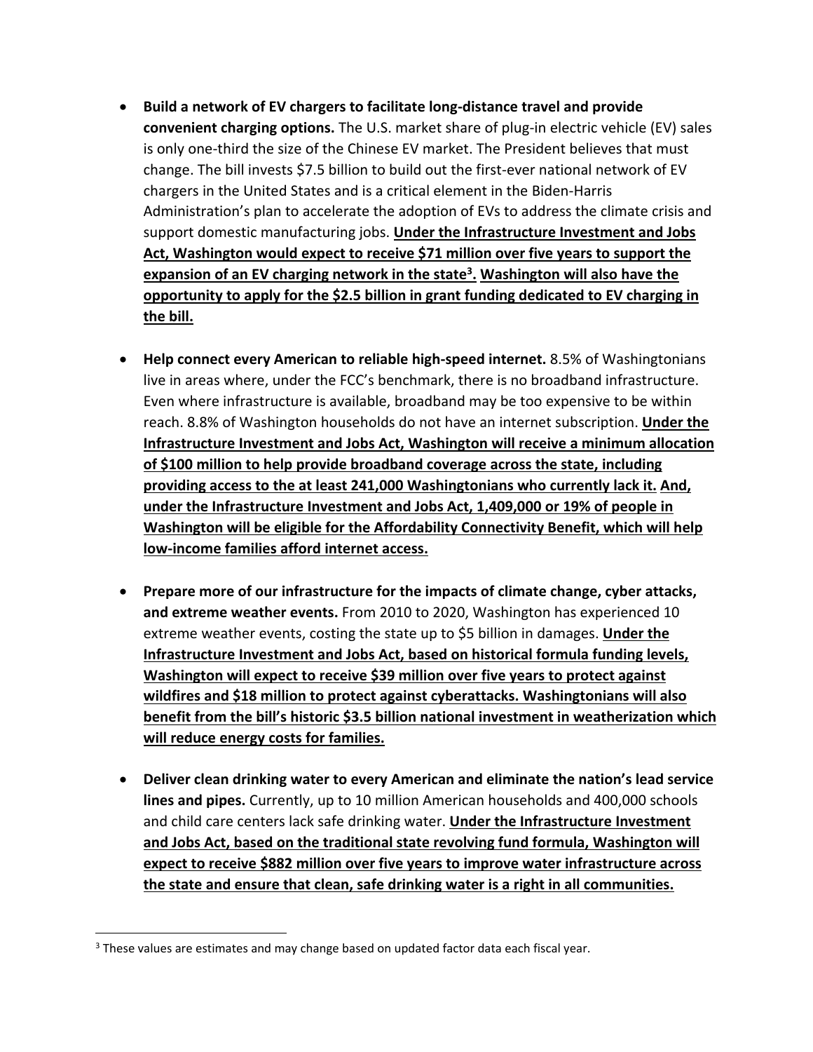- **Build a network of EV chargers to facilitate long-distance travel and provide convenient charging options.** The U.S. market share of plug-in electric vehicle (EV) sales is only one-third the size of the Chinese EV market. The President believes that must change. The bill invests $7.5 billion to build out the first-ever national network of EV chargers in the United States and is a critical element in the Biden-Harris Administration's plan to accelerate the adoption of EVs to address the climate crisis and support domestic manufacturing jobs. **Under the Infrastructure Investment and Jobs Act, Washington would expect to receive $71 million over five years to support the expansion of an EV charging network in the state[3]. Washington will also have the opportunity to apply for the $2.5 billion in grant funding dedicated to EV charging in the bill.**

- **Help connect every American to reliable high-speed internet.** 8.5% of Washingtonians live in areas where, under the FCC's benchmark, there is no broadband infrastructure. Even where infrastructure is available, broadband may be too expensive to be within reach. 8.8% of Washington households do not have an internet subscription. **Under the Infrastructure Investment and Jobs Act, Washington will receive a minimum allocation of $100 million to help provide broadband coverage across the state, including providing access to the at least 241,000 Washingtonians who currently lack it. And, under the Infrastructure Investment and Jobs Act, 1,409,000 or 19% of people in Washington will be eligible for the Affordability Connectivity Benefit, which will help low-income families afford internet access.**

- **Prepare more of our infrastructure for the impacts of climate change, cyber attacks, and extreme weather events.** From 2010 to 2020, Washington has experienced 10 extreme weather events, costing the state up to $5 billion in damages. **Under the Infrastructure Investment and Jobs Act, based on historical formula funding levels, Washington will expect to receive $39 million over five years to protect against wildfires and $18 million to protect against cyberattacks. Washingtonians will also benefit from the bill's historic $3.5 billion national investment in weatherization which will reduce energy costs for families.**

- **Deliver clean drinking water to every American and eliminate the nation's lead service lines and pipes.** Currently, up to 10 million American households and 400,000 schools and child care centers lack safe drinking water. **Under the Infrastructure Investment and Jobs Act, based on the traditional state revolving fund formula, Washington will expect to receive $882 million over five years to improve water infrastructure across the state and ensure that clean, safe drinking water is a right in all communities.**

---

[3] These values are estimates and may change based on updated factor data each fiscal year.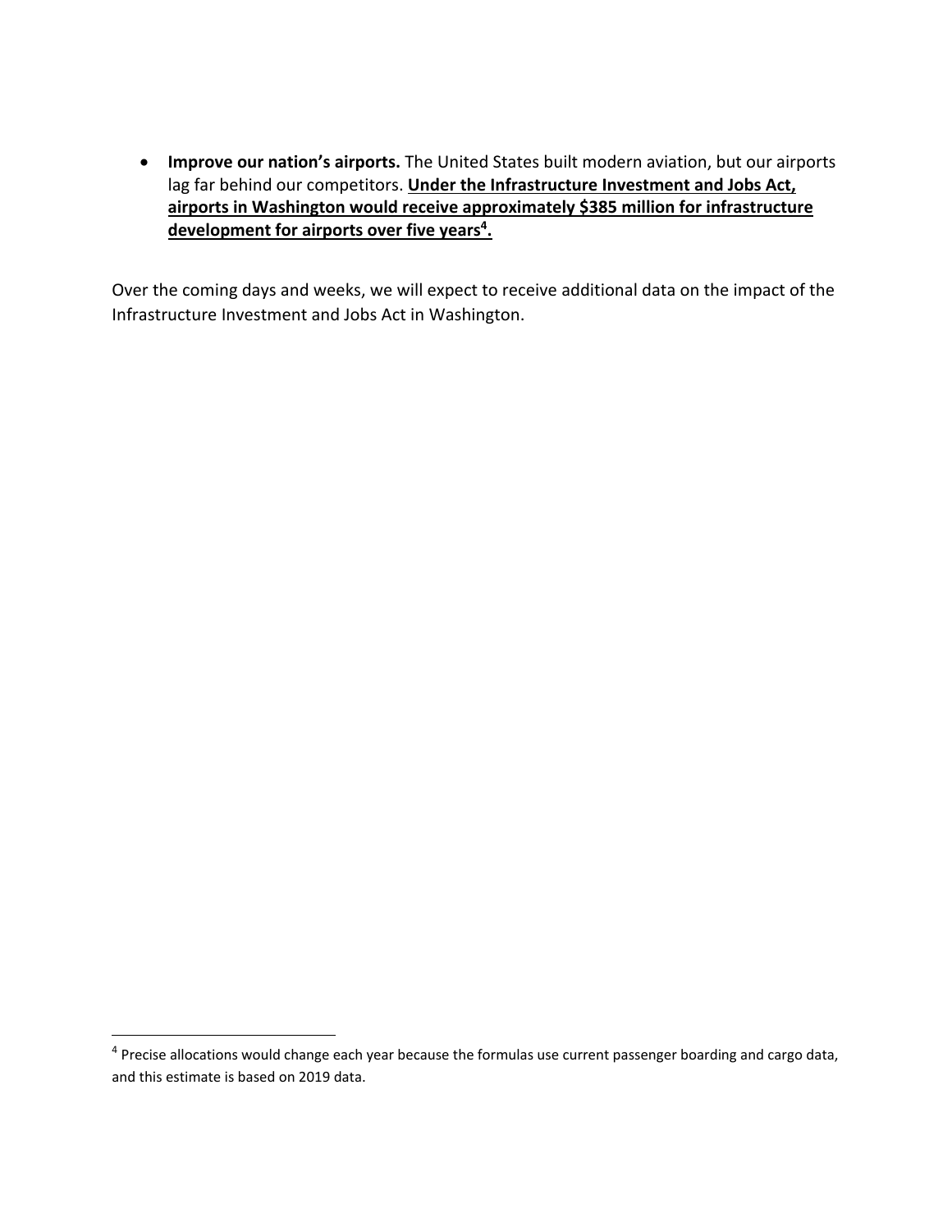- **Improve our nation's airports.** The United States built modern aviation, but our airports lag far behind our competitors. **Under the Infrastructure Investment and Jobs Act, airports in Washington would receive approximately $385 million for infrastructure development for airports over five years[4].**

Over the coming days and weeks, we will expect to receive additional data on the impact of the Infrastructure Investment and Jobs Act in Washington.

[4] Precise allocations would change each year because the formulas use current passenger boarding and cargo data, and this estimate is based on 2019 data.